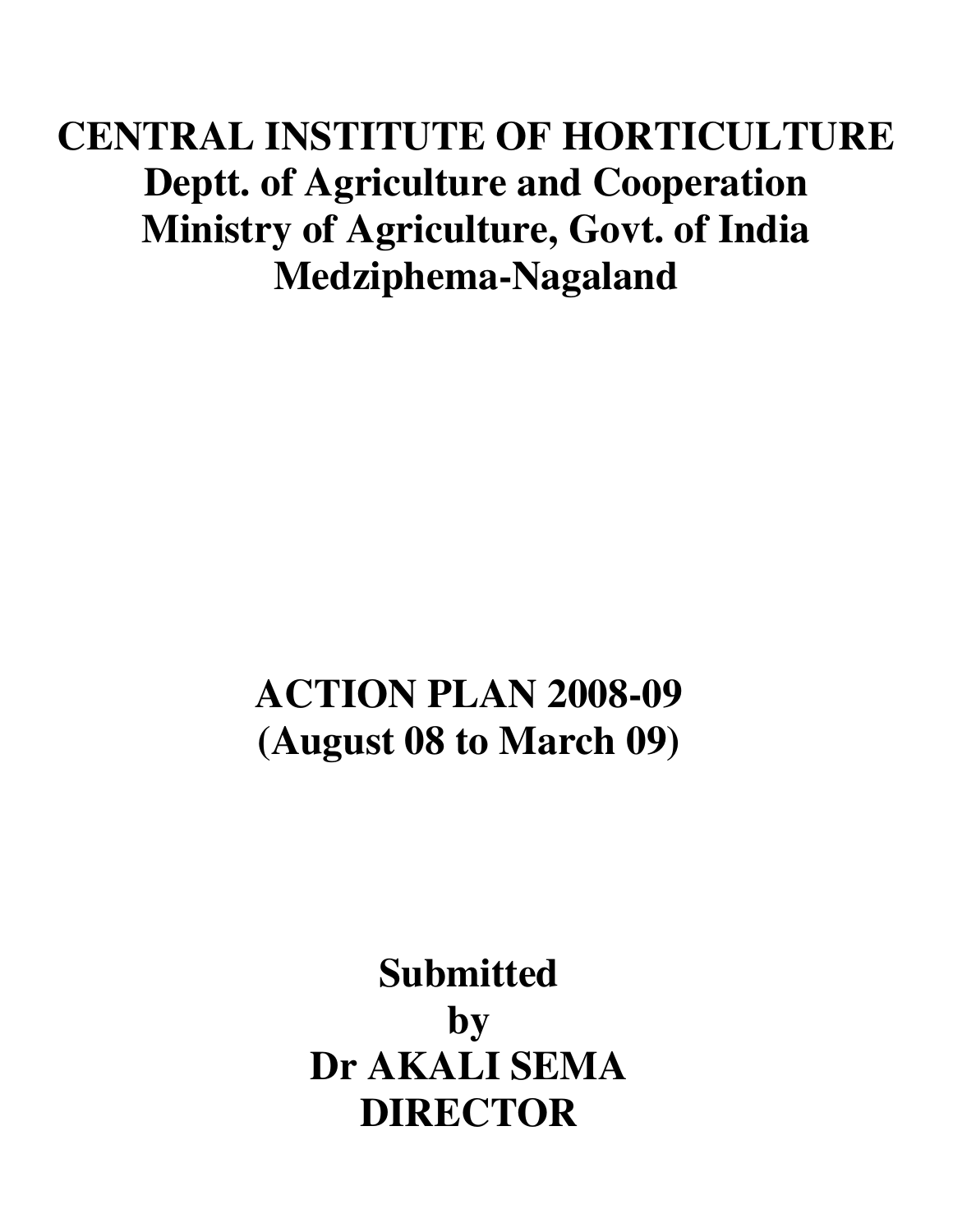# CENTRAL INSTITUTE OF HORTICULTURE

## Deptt. of Agriculture and Cooperation

## Ministry of Agriculture, Govt. of India

## Medziphema-Nagaland

# ACTION PLAN 2008-09

## (August 08 to March 09)

**Submitted**

**by**

**Dr AKALI SEMA**

**DIRECTOR**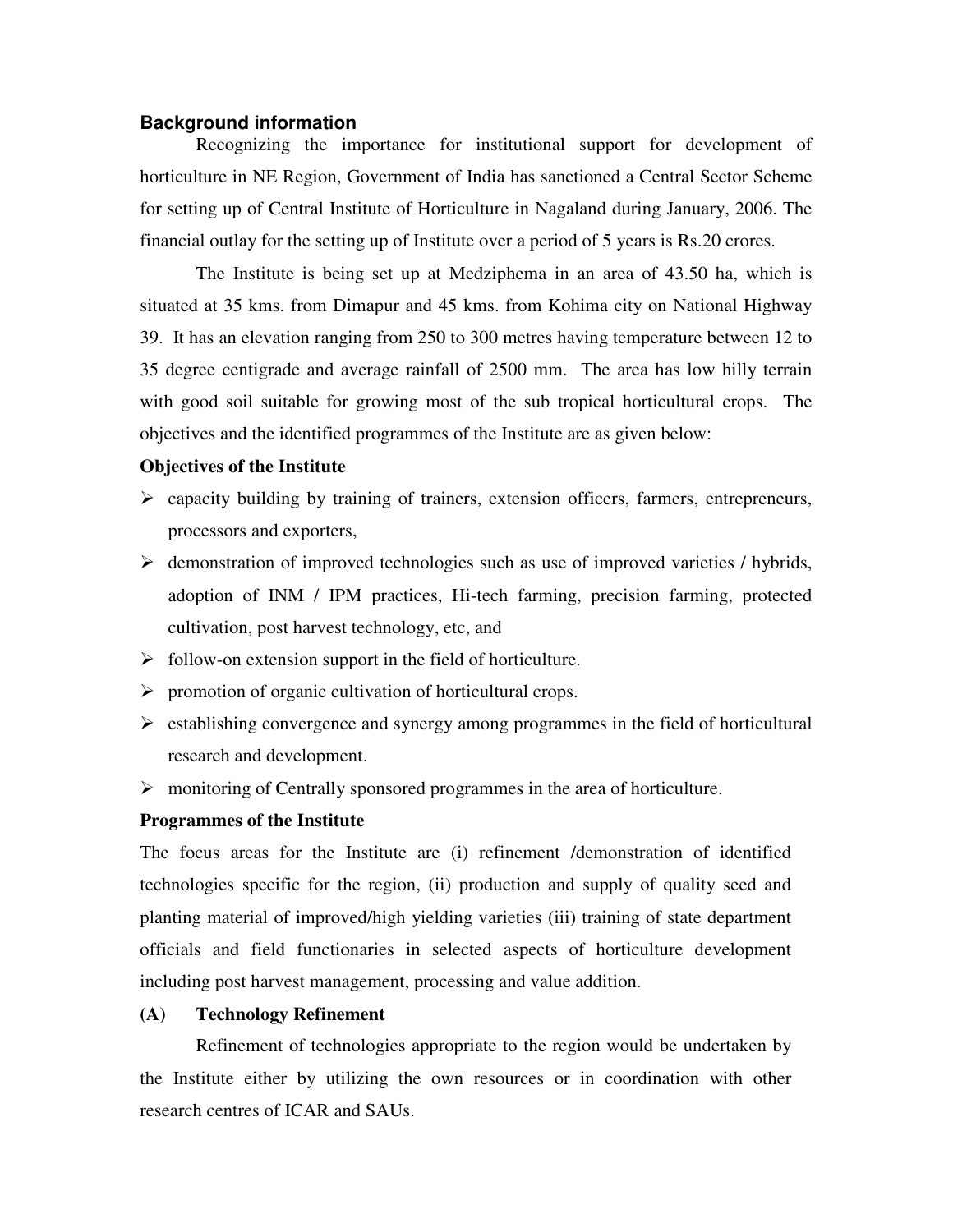## Background information

Recognizing the importance for institutional support for development of horticulture in NE Region, Government of India has sanctioned a Central Sector Scheme for setting up of Central Institute of Horticulture in Nagaland during January, 2006. The financial outlay for the setting up of Institute over a period of 5 years is Rs.20 crores.

The Institute is being set up at Medziphema in an area of 43.50 ha, which is situated at 35 kms. from Dimapur and 45 kms. from Kohima city on National Highway 39. It has an elevation ranging from 250 to 300 metres having temperature between 12 to 35 degree centigrade and average rainfall of 2500 mm. The area has low hilly terrain with good soil suitable for growing most of the sub tropical horticultural crops. The objectives and the identified programmes of the Institute are as given below:

### Objectives of the Institute

- capacity building by training of trainers, extension officers, farmers, entrepreneurs, processors and exporters,
- demonstration of improved technologies such as use of improved varieties / hybrids, adoption of INM / IPM practices, Hi-tech farming, precision farming, protected cultivation, post harvest technology, etc, and
- follow-on extension support in the field of horticulture.
- promotion of organic cultivation of horticultural crops.
- establishing convergence and synergy among programmes in the field of horticultural research and development.
- monitoring of Centrally sponsored programmes in the area of horticulture.

### Programmes of the Institute

The focus areas for the Institute are (i) refinement /demonstration of identified technologies specific for the region, (ii) production and supply of quality seed and planting material of improved/high yielding varieties (iii) training of state department officials and field functionaries in selected aspects of horticulture development including post harvest management, processing and value addition.

### (A) Technology Refinement

Refinement of technologies appropriate to the region would be undertaken by the Institute either by utilizing the own resources or in coordination with other research centres of ICAR and SAUs.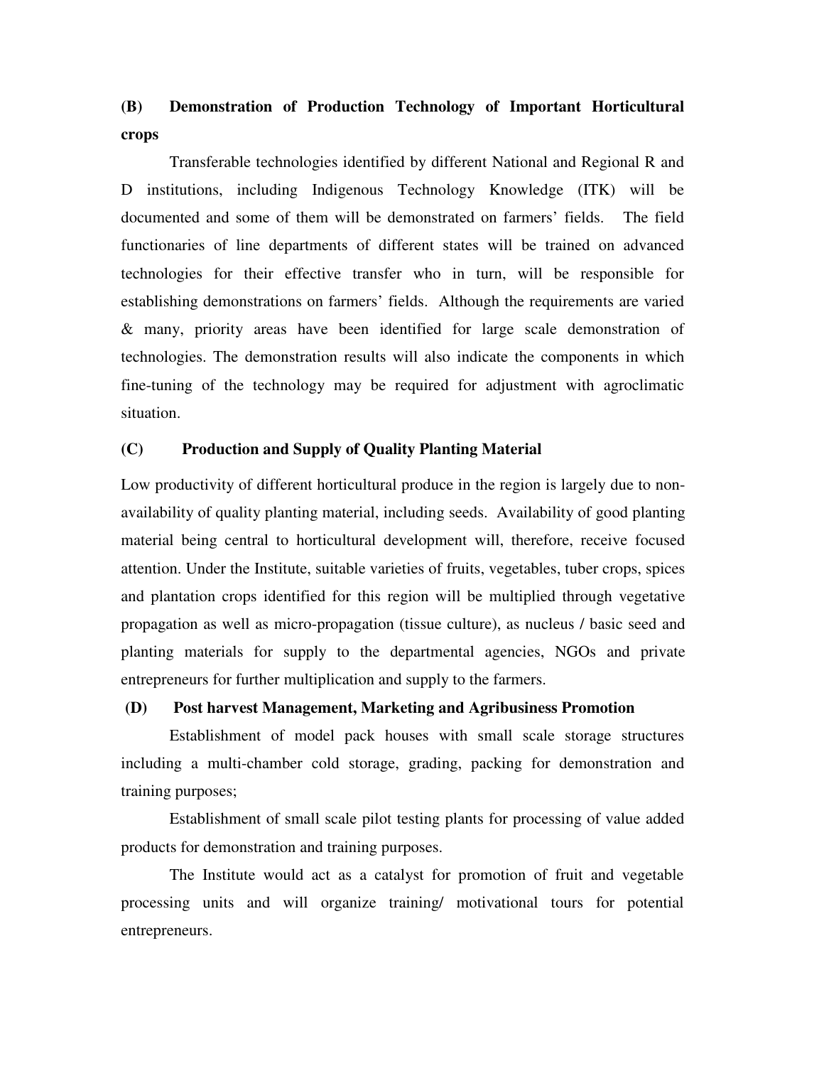### (B) Demonstration of Production Technology of Important Horticultural crops

Transferable technologies identified by different National and Regional R and D institutions, including Indigenous Technology Knowledge (ITK) will be documented and some of them will be demonstrated on farmers' fields. The field functionaries of line departments of different states will be trained on advanced technologies for their effective transfer who in turn, will be responsible for establishing demonstrations on farmers' fields. Although the requirements are varied & many, priority areas have been identified for large scale demonstration of technologies. The demonstration results will also indicate the components in which fine-tuning of the technology may be required for adjustment with agroclimatic situation.

### (C) Production and Supply of Quality Planting Material

Low productivity of different horticultural produce in the region is largely due to non-availability of quality planting material, including seeds. Availability of good planting material being central to horticultural development will, therefore, receive focused attention. Under the Institute, suitable varieties of fruits, vegetables, tuber crops, spices and plantation crops identified for this region will be multiplied through vegetative propagation as well as micro-propagation (tissue culture), as nucleus / basic seed and planting materials for supply to the departmental agencies, NGOs and private entrepreneurs for further multiplication and supply to the farmers.

### (D) Post harvest Management, Marketing and Agribusiness Promotion

Establishment of model pack houses with small scale storage structures including a multi-chamber cold storage, grading, packing for demonstration and training purposes;

Establishment of small scale pilot testing plants for processing of value added products for demonstration and training purposes.

The Institute would act as a catalyst for promotion of fruit and vegetable processing units and will organize training/ motivational tours for potential entrepreneurs.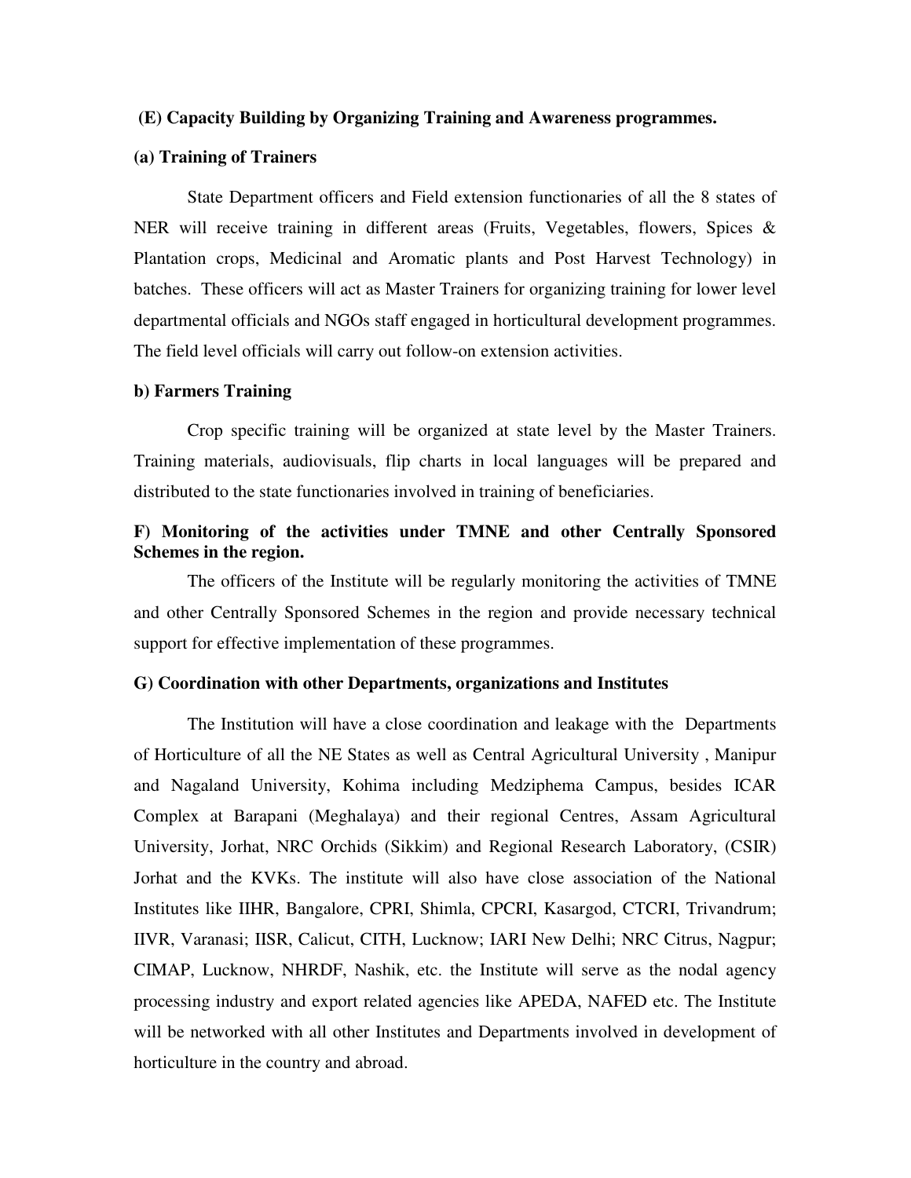### (E) Capacity Building by Organizing Training and Awareness programmes.

#### (a) Training of Trainers

State Department officers and Field extension functionaries of all the 8 states of NER will receive training in different areas (Fruits, Vegetables, flowers, Spices & Plantation crops, Medicinal and Aromatic plants and Post Harvest Technology) in batches. These officers will act as Master Trainers for organizing training for lower level departmental officials and NGOs staff engaged in horticultural development programmes. The field level officials will carry out follow-on extension activities.

#### b) Farmers Training

Crop specific training will be organized at state level by the Master Trainers. Training materials, audiovisuals, flip charts in local languages will be prepared and distributed to the state functionaries involved in training of beneficiaries.

### F) Monitoring of the activities under TMNE and other Centrally Sponsored Schemes in the region.

The officers of the Institute will be regularly monitoring the activities of TMNE and other Centrally Sponsored Schemes in the region and provide necessary technical support for effective implementation of these programmes.

### G) Coordination with other Departments, organizations and Institutes

The Institution will have a close coordination and leakage with the Departments of Horticulture of all the NE States as well as Central Agricultural University , Manipur and Nagaland University, Kohima including Medziphema Campus, besides ICAR Complex at Barapani (Meghalaya) and their regional Centres, Assam Agricultural University, Jorhat, NRC Orchids (Sikkim) and Regional Research Laboratory, (CSIR) Jorhat and the KVKs. The institute will also have close association of the National Institutes like IIHR, Bangalore, CPRI, Shimla, CPCRI, Kasargod, CTCRI, Trivandrum; IIVR, Varanasi; IISR, Calicut, CITH, Lucknow; IARI New Delhi; NRC Citrus, Nagpur; CIMAP, Lucknow, NHRDF, Nashik, etc. the Institute will serve as the nodal agency processing industry and export related agencies like APEDA, NAFED etc. The Institute will be networked with all other Institutes and Departments involved in development of horticulture in the country and abroad.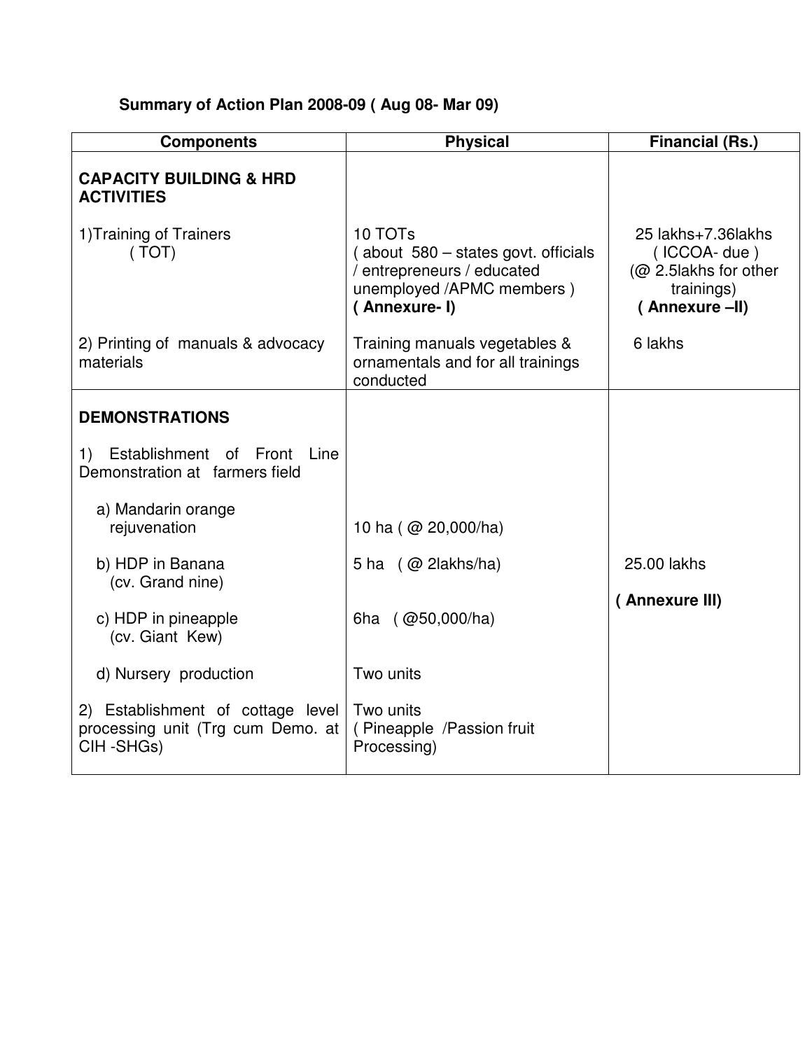**Summary of Action Plan 2008-09 ( Aug 08- Mar 09)**

| Components | Physical | Financial (Rs.) |
|---|---|---|
| **CAPACITY BUILDING & HRD ACTIVITIES** | | |
| 1)Training of Trainers ( TOT) | 10 TOTs ( about 580 – states govt. officials / entrepreneurs / educated unemployed /APMC members ) **( Annexure- I)** | 25 lakhs+7.36lakhs ( ICCOA- due ) (@ 2.5lakhs for other trainings) **( Annexure –II)** |
| 2) Printing of manuals & advocacy materials | Training manuals vegetables & ornamentals and for all trainings conducted | 6 lakhs |
| **DEMONSTRATIONS** | | |
| 1) Establishment of Front Line Demonstration at farmers field | | |
| a) Mandarin orange rejuvenation | 10 ha ( @ 20,000/ha) | |
| b) HDP in Banana (cv. Grand nine) | 5 ha ( @ 2lakhs/ha) | 25.00 lakhs **( Annexure III)** |
| c) HDP in pineapple (cv. Giant Kew) | 6ha ( @50,000/ha) | |
| d) Nursery production | Two units | |
| 2) Establishment of cottage level processing unit (Trg cum Demo. at CIH -SHGs) | Two units ( Pineapple /Passion fruit Processing) | |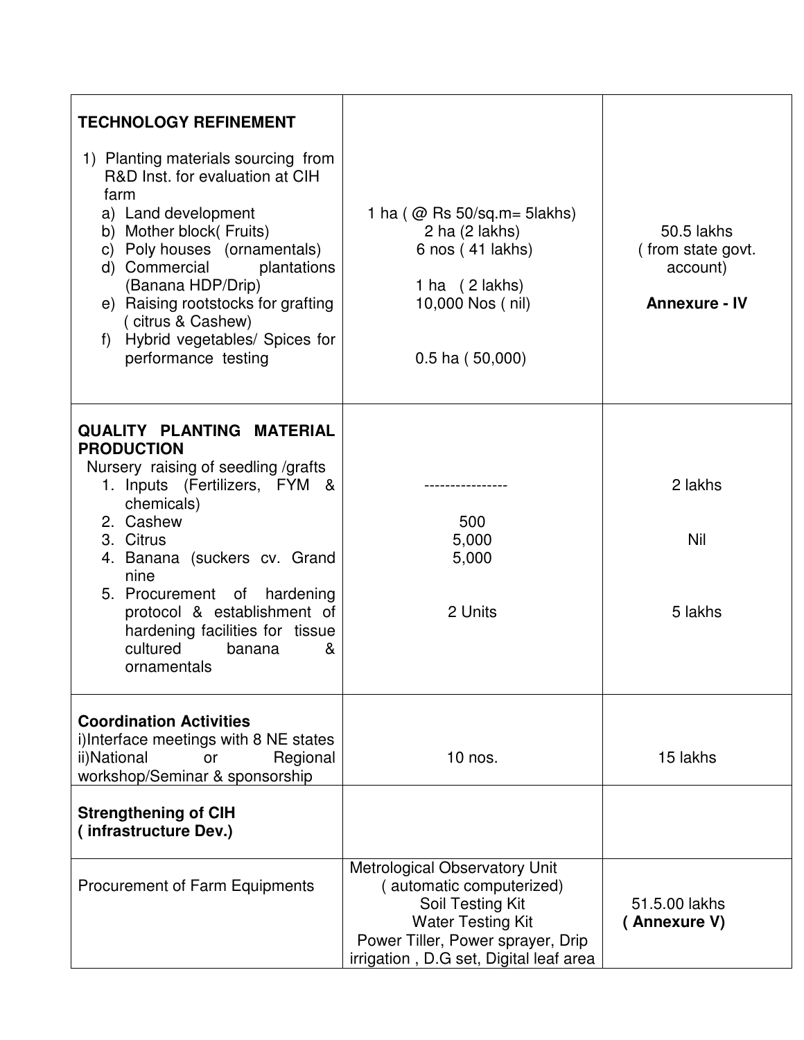| | | |
|---|---|---|
| **TECHNOLOGY REFINEMENT**<br><br>1) Planting materials sourcing from R&D Inst. for evaluation at CIH farm<br>a) Land development<br>b) Mother block( Fruits)<br>c) Poly houses (ornamentals)<br>d) Commercial plantations (Banana HDP/Drip)<br>e) Raising rootstocks for grafting ( citrus & Cashew)<br>f) Hybrid vegetables/ Spices for performance testing | 1 ha ( @ Rs 50/sq.m= 5lakhs)<br>2 ha (2 lakhs)<br>6 nos ( 41 lakhs)<br><br>1 ha ( 2 lakhs)<br>10,000 Nos ( nil)<br><br>0.5 ha ( 50,000) | 50.5 lakhs<br>( from state govt. account)<br><br>**Annexure - IV** |
| **QUALITY PLANTING MATERIAL PRODUCTION**<br>Nursery raising of seedling /grafts<br>1. Inputs (Fertilizers, FYM & chemicals)<br>2. Cashew<br>3. Citrus<br>4. Banana (suckers cv. Grand nine<br>5. Procurement of hardening protocol & establishment of hardening facilities for tissue cultured banana & ornamentals | ----------------<br><br>500<br>5,000<br>5,000<br><br>2 Units | 2 lakhs<br><br>Nil<br><br>5 lakhs |
| **Coordination Activities**<br>i)Interface meetings with 8 NE states<br>ii)National or Regional workshop/Seminar & sponsorship | 10 nos. | 15 lakhs |
| **Strengthening of CIH ( infrastructure Dev.)** | | |
| Procurement of Farm Equipments | Metrological Observatory Unit ( automatic computerized)<br>Soil Testing Kit<br>Water Testing Kit<br>Power Tiller, Power sprayer, Drip irrigation , D.G set, Digital leaf area | 51.5.00 lakhs<br>**( Annexure V)** |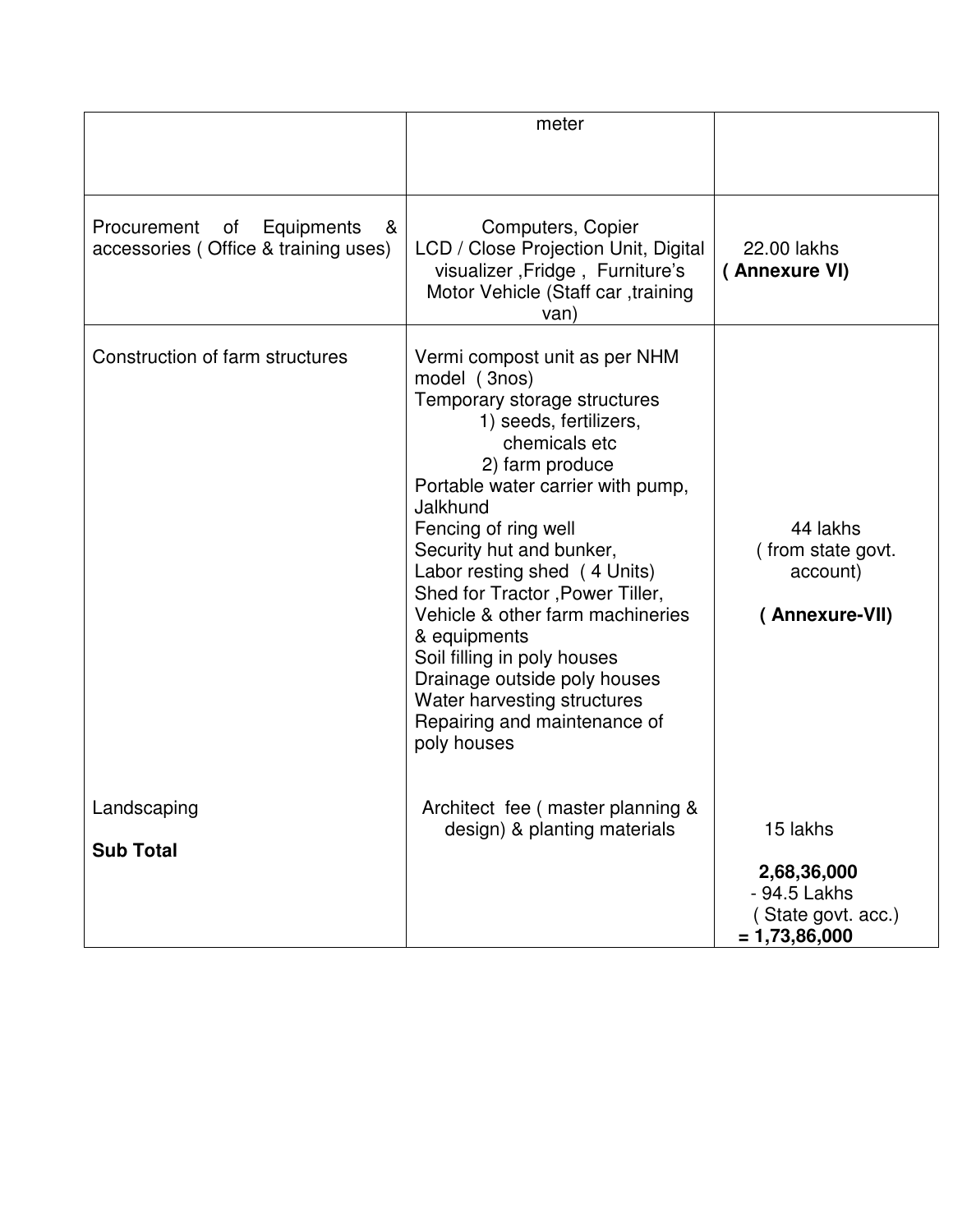| | | |
|---|---|---|
| | meter | |
| Procurement of Equipments & accessories ( Office & training uses) | Computers, Copier<br>LCD / Close Projection Unit, Digital visualizer ,Fridge , Furniture's<br>Motor Vehicle (Staff car ,training van) | 22.00 lakhs<br>**( Annexure VI)** |
| Construction of farm structures | Vermi compost unit as per NHM model ( 3nos)<br>Temporary storage structures<br>1) seeds, fertilizers, chemicals etc<br>2) farm produce<br>Portable water carrier with pump, Jalkhund<br>Fencing of ring well<br>Security hut and bunker,<br>Labor resting shed ( 4 Units)<br>Shed for Tractor ,Power Tiller, Vehicle & other farm machineries & equipments<br>Soil filling in poly houses<br>Drainage outside poly houses<br>Water harvesting structures<br>Repairing and maintenance of poly houses | 44 lakhs<br>( from state govt. account)<br><br>**( Annexure-VII)** |
| Landscaping<br><br>**Sub Total** | Architect fee ( master planning & design) & planting materials | 15 lakhs<br><br>**2,68,36,000**<br>- 94.5 Lakhs<br>( State govt. acc.)<br>**= 1,73,86,000** |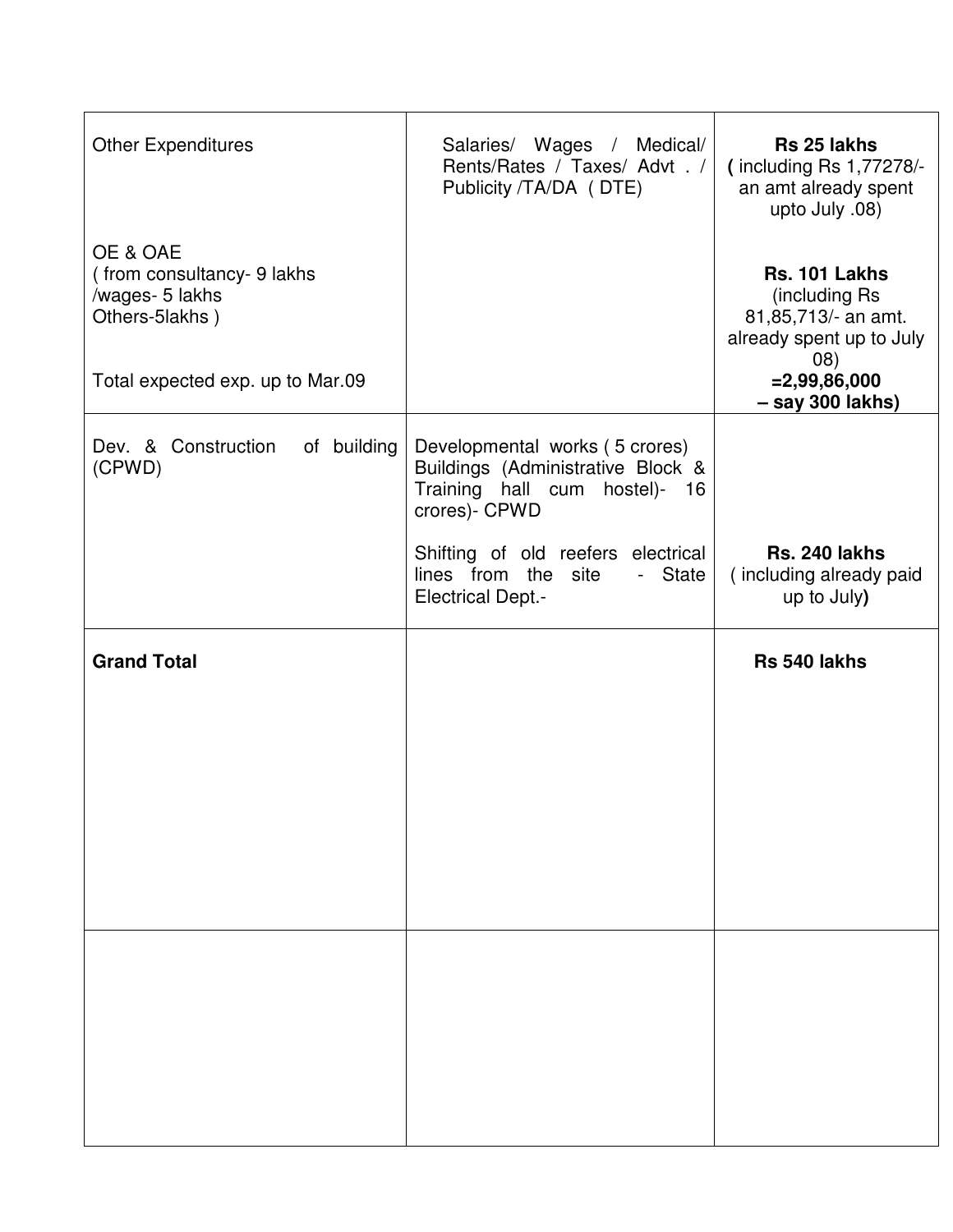| | | |
|---|---|---|
| Other Expenditures<br><br>OE & OAE<br>( from consultancy- 9 lakhs<br>/wages- 5 lakhs<br>Others-5lakhs )<br><br>Total expected exp. up to Mar.09 | Salaries/ Wages / Medical/ Rents/Rates / Taxes/ Advt . / Publicity /TA/DA ( DTE) | **Rs 25 lakhs**<br>**(** including Rs 1,77278/- an amt already spent upto July .08)<br><br>**Rs. 101 Lakhs**<br>(including Rs 81,85,713/- an amt. already spent up to July 08)<br>**=2,99,86,000**<br>**– say 300 lakhs)** |
| Dev. & Construction of building (CPWD) | Developmental works ( 5 crores)<br>Buildings (Administrative Block & Training hall cum hostel)- 16 crores)- CPWD<br><br>Shifting of old reefers electrical lines from the site - State Electrical Dept.- | **Rs. 240 lakhs**<br>( including already paid up to July**)** |
| **Grand Total** | | **Rs 540 lakhs** |
| | | |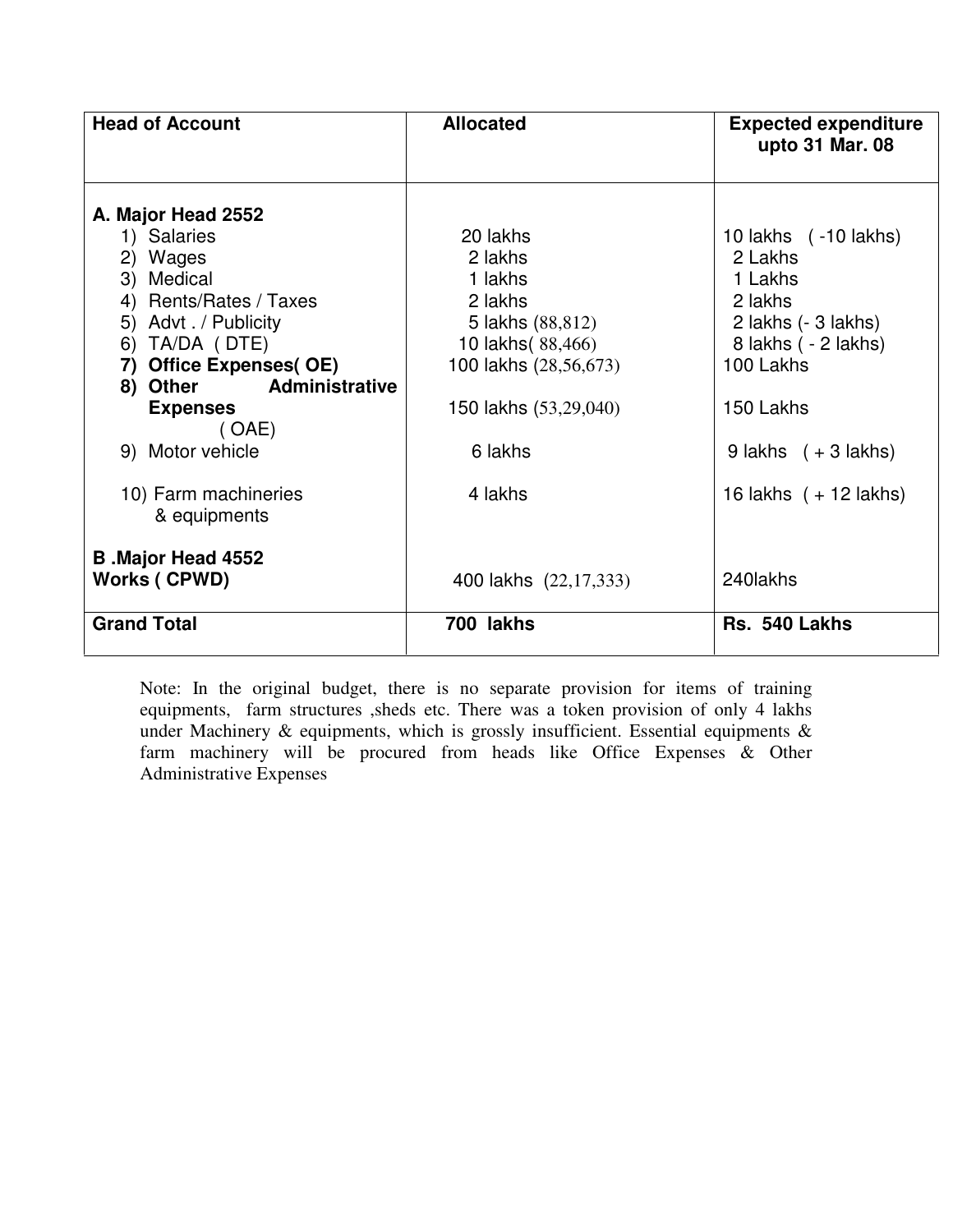| Head of Account | Allocated | Expected expenditure upto 31 Mar. 08 |
|---|---|---|
| **A. Major Head 2552** | | |
| 1) Salaries | 20 lakhs | 10 lakhs ( -10 lakhs) |
| 2) Wages | 2 lakhs | 2 Lakhs |
| 3) Medical | 1 lakhs | 1 Lakhs |
| 4) Rents/Rates / Taxes | 2 lakhs | 2 lakhs |
| 5) Advt . / Publicity | 5 lakhs (88,812) | 2 lakhs (- 3 lakhs) |
| 6) TA/DA ( DTE) | 10 lakhs( 88,466) | 8 lakhs ( - 2 lakhs) |
| **7) Office Expenses( OE)** | 100 lakhs (28,56,673) | 100 Lakhs |
| **8) Other Administrative Expenses** ( OAE) | 150 lakhs (53,29,040) | 150 Lakhs |
| 9) Motor vehicle | 6 lakhs | 9 lakhs ( + 3 lakhs) |
| 10) Farm machineries & equipments | 4 lakhs | 16 lakhs ( + 12 lakhs) |
| **B .Major Head 4552 Works ( CPWD)** | 400 lakhs (22,17,333) | 240lakhs |
| **Grand Total** | **700 lakhs** | **Rs. 540 Lakhs** |

Note: In the original budget, there is no separate provision for items of training equipments, farm structures ,sheds etc. There was a token provision of only 4 lakhs under Machinery & equipments, which is grossly insufficient. Essential equipments & farm machinery will be procured from heads like Office Expenses & Other Administrative Expenses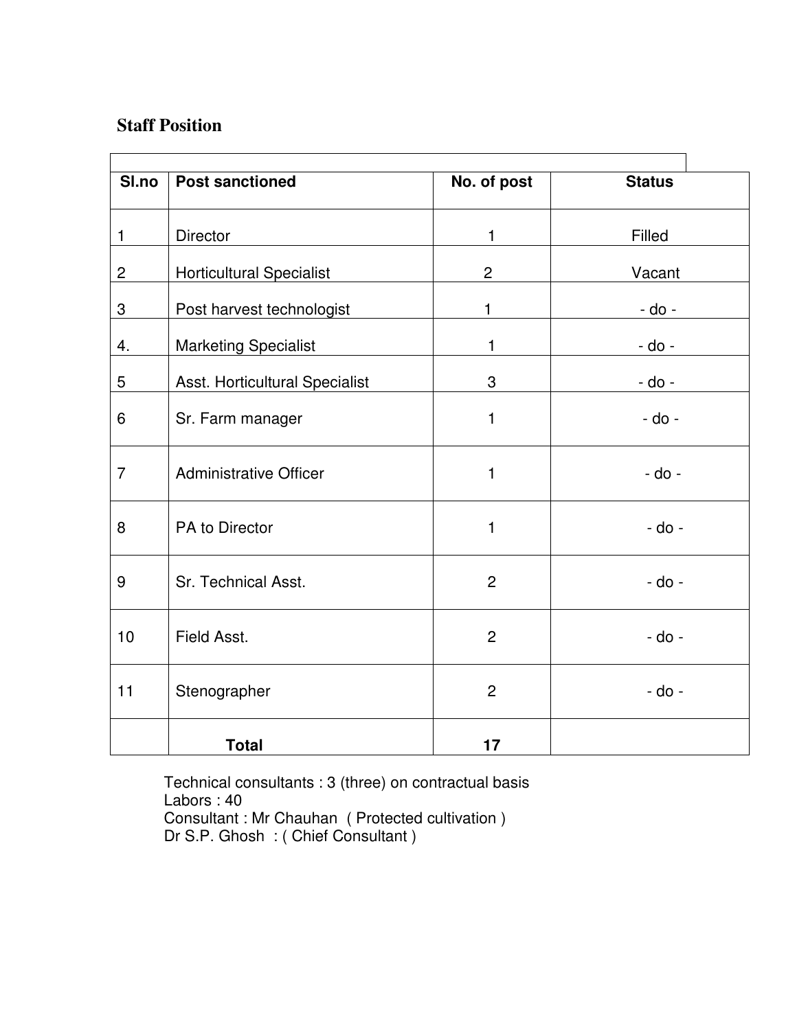## Staff Position

| Sl.no | Post sanctioned | No. of post | Status |
|---|---|---|---|
| 1 | Director | 1 | Filled |
| 2 | Horticultural Specialist | 2 | Vacant |
| 3 | Post harvest technologist | 1 | - do - |
| 4. | Marketing Specialist | 1 | - do - |
| 5 | Asst. Horticultural Specialist | 3 | - do - |
| 6 | Sr. Farm manager | 1 | - do - |
| 7 | Administrative Officer | 1 | - do - |
| 8 | PA to Director | 1 | - do - |
| 9 | Sr. Technical Asst. | 2 | - do - |
| 10 | Field Asst. | 2 | - do - |
| 11 | Stenographer | 2 | - do - |
| | **Total** | **17** | |

Technical consultants : 3 (three) on contractual basis
Labors : 40
Consultant : Mr Chauhan ( Protected cultivation )
Dr S.P. Ghosh : ( Chief Consultant )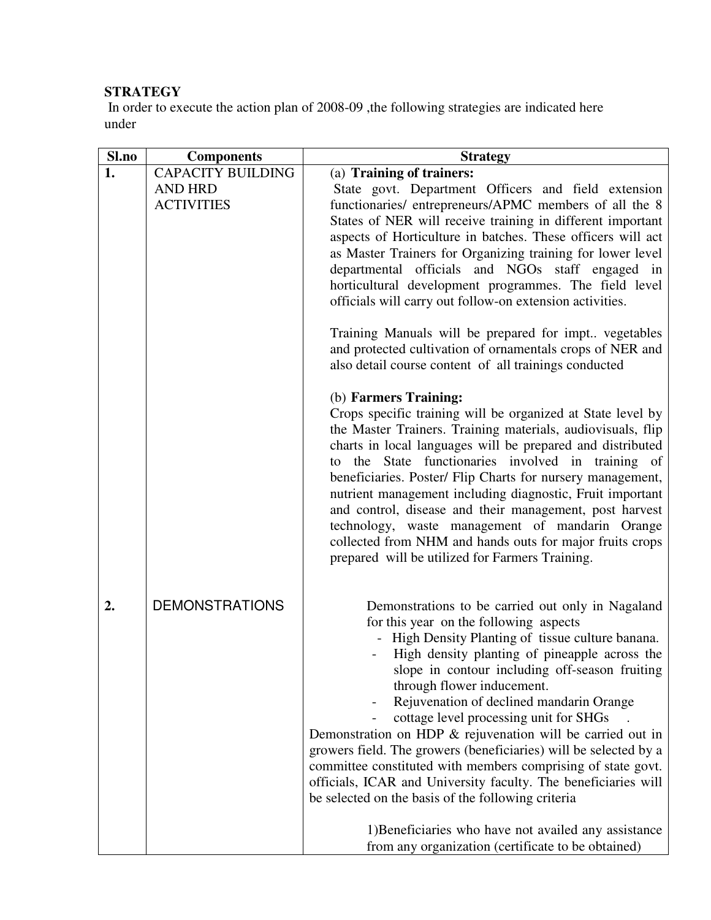**STRATEGY**

In order to execute the action plan of 2008-09 ,the following strategies are indicated here under

| Sl.no | Components | Strategy |
|---|---|---|
| **1.** | CAPACITY BUILDING AND HRD ACTIVITIES | (a) **Training of trainers:**<br>State govt. Department Officers and field extension functionaries/ entrepreneurs/APMC members of all the 8 States of NER will receive training in different important aspects of Horticulture in batches. These officers will act as Master Trainers for Organizing training for lower level departmental officials and NGOs staff engaged in horticultural development programmes. The field level officials will carry out follow-on extension activities.<br><br>Training Manuals will be prepared for impt.. vegetables and protected cultivation of ornamentals crops of NER and also detail course content of all trainings conducted<br><br>(b) **Farmers Training:**<br>Crops specific training will be organized at State level by the Master Trainers. Training materials, audiovisuals, flip charts in local languages will be prepared and distributed to the State functionaries involved in training of beneficiaries. Poster/ Flip Charts for nursery management, nutrient management including diagnostic, Fruit important and control, disease and their management, post harvest technology, waste management of mandarin Orange collected from NHM and hands outs for major fruits crops prepared will be utilized for Farmers Training. |
| **2.** | DEMONSTRATIONS | Demonstrations to be carried out only in Nagaland for this year on the following aspects<br>- High Density Planting of tissue culture banana.<br>- High density planting of pineapple across the slope in contour including off-season fruiting through flower inducement.<br>- Rejuvenation of declined mandarin Orange<br>- cottage level processing unit for SHGs .<br>Demonstration on HDP & rejuvenation will be carried out in growers field. The growers (beneficiaries) will be selected by a committee constituted with members comprising of state govt. officials, ICAR and University faculty. The beneficiaries will be selected on the basis of the following criteria<br><br>1)Beneficiaries who have not availed any assistance from any organization (certificate to be obtained) |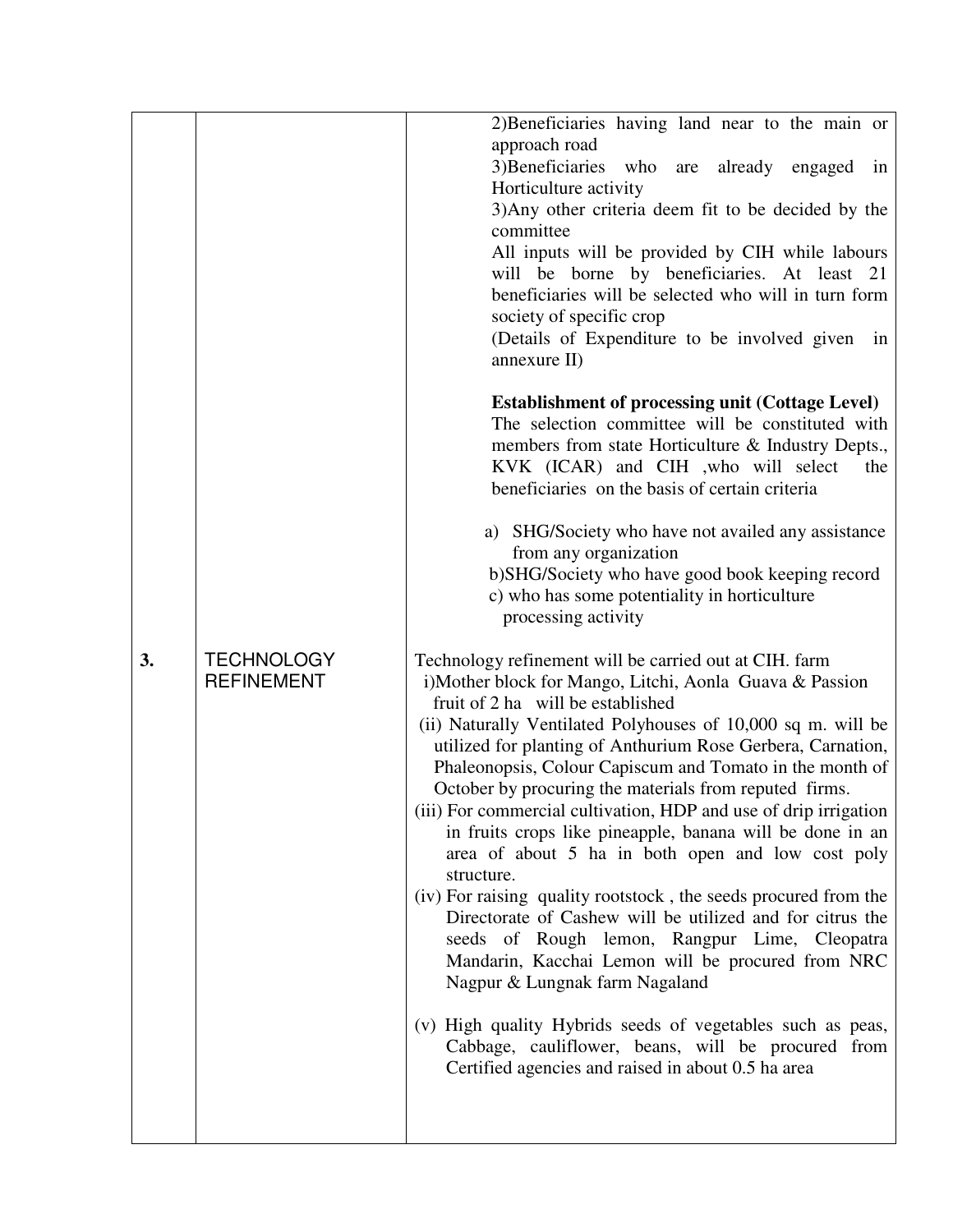| | | |
|---|---|---|
| | | 2)Beneficiaries having land near to the main or approach road<br>3)Beneficiaries who are already engaged in Horticulture activity<br>3)Any other criteria deem fit to be decided by the committee<br>All inputs will be provided by CIH while labours will be borne by beneficiaries. At least 21 beneficiaries will be selected who will in turn form society of specific crop<br>(Details of Expenditure to be involved given in annexure II)<br><br>**Establishment of processing unit (Cottage Level)**<br>The selection committee will be constituted with members from state Horticulture & Industry Depts., KVK (ICAR) and CIH ,who will select the beneficiaries on the basis of certain criteria<br><br>a) SHG/Society who have not availed any assistance from any organization<br>b)SHG/Society who have good book keeping record<br>c) who has some potentiality in horticulture processing activity |
| **3.** | TECHNOLOGY REFINEMENT | Technology refinement will be carried out at CIH. farm<br>i)Mother block for Mango, Litchi, Aonla Guava & Passion fruit of 2 ha will be established<br>(ii) Naturally Ventilated Polyhouses of 10,000 sq m. will be utilized for planting of Anthurium Rose Gerbera, Carnation, Phaleonopsis, Colour Capiscum and Tomato in the month of October by procuring the materials from reputed firms.<br>(iii) For commercial cultivation, HDP and use of drip irrigation in fruits crops like pineapple, banana will be done in an area of about 5 ha in both open and low cost poly structure.<br>(iv) For raising quality rootstock , the seeds procured from the Directorate of Cashew will be utilized and for citrus the seeds of Rough lemon, Rangpur Lime, Cleopatra Mandarin, Kacchai Lemon will be procured from NRC Nagpur & Lungnak farm Nagaland<br><br>(v) High quality Hybrids seeds of vegetables such as peas, Cabbage, cauliflower, beans, will be procured from Certified agencies and raised in about 0.5 ha area |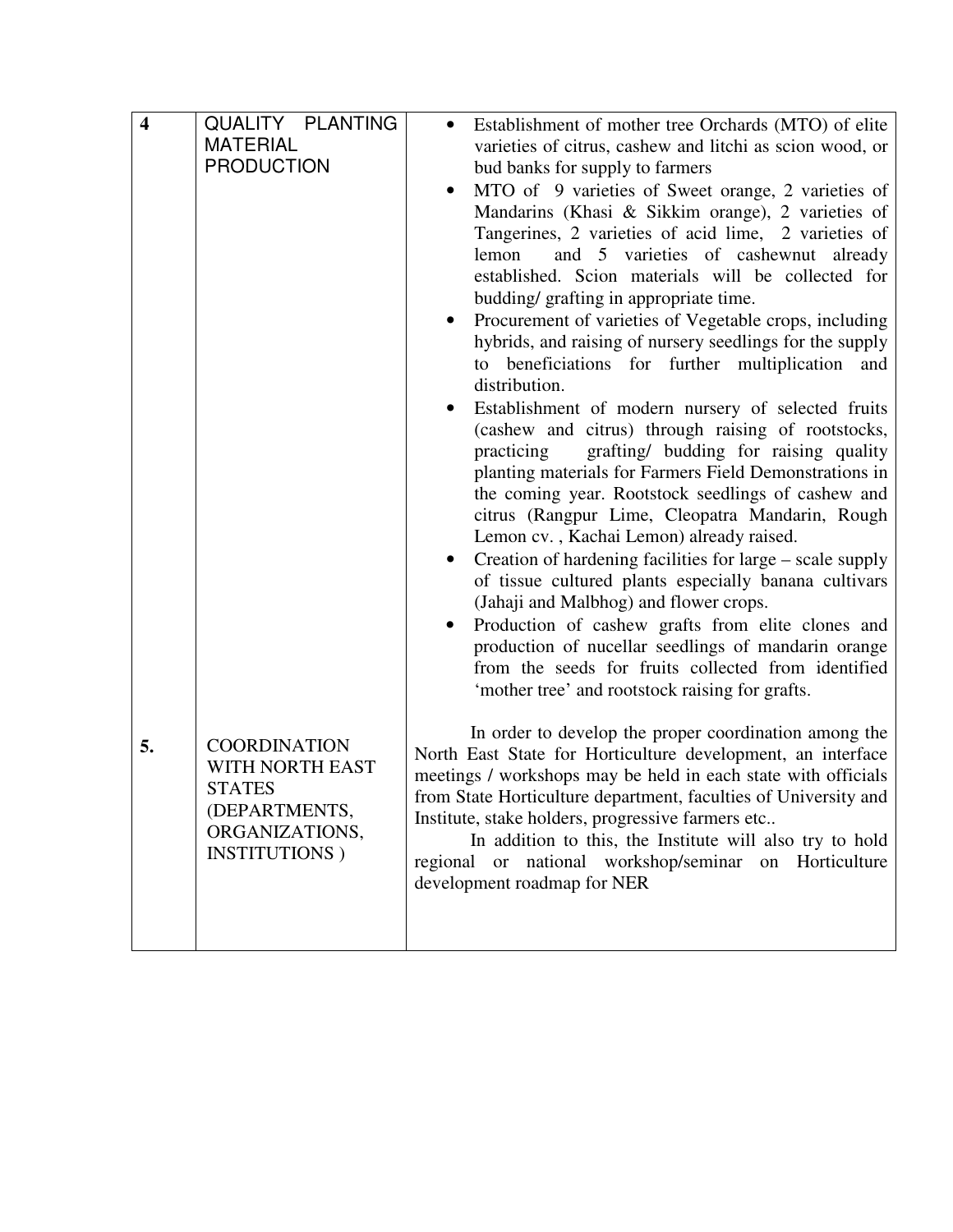| | | |
|---|---|---|
| **4** | QUALITY PLANTING MATERIAL PRODUCTION | • Establishment of mother tree Orchards (MTO) of elite varieties of citrus, cashew and litchi as scion wood, or bud banks for supply to farmers<br>• MTO of 9 varieties of Sweet orange, 2 varieties of Mandarins (Khasi & Sikkim orange), 2 varieties of Tangerines, 2 varieties of acid lime, 2 varieties of lemon and 5 varieties of cashewnut already established. Scion materials will be collected for budding/ grafting in appropriate time.<br>• Procurement of varieties of Vegetable crops, including hybrids, and raising of nursery seedlings for the supply to beneficiations for further multiplication and distribution.<br>• Establishment of modern nursery of selected fruits (cashew and citrus) through raising of rootstocks, practicing grafting/ budding for raising quality planting materials for Farmers Field Demonstrations in the coming year. Rootstock seedlings of cashew and citrus (Rangpur Lime, Cleopatra Mandarin, Rough Lemon cv. , Kachai Lemon) already raised.<br>• Creation of hardening facilities for large – scale supply of tissue cultured plants especially banana cultivars (Jahaji and Malbhog) and flower crops.<br>• Production of cashew grafts from elite clones and production of nucellar seedlings of mandarin orange from the seeds for fruits collected from identified 'mother tree' and rootstock raising for grafts. |
| **5.** | COORDINATION WITH NORTH EAST STATES (DEPARTMENTS, ORGANIZATIONS, INSTITUTIONS ) | In order to develop the proper coordination among the North East State for Horticulture development, an interface meetings / workshops may be held in each state with officials from State Horticulture department, faculties of University and Institute, stake holders, progressive farmers etc..<br>In addition to this, the Institute will also try to hold regional or national workshop/seminar on Horticulture development roadmap for NER |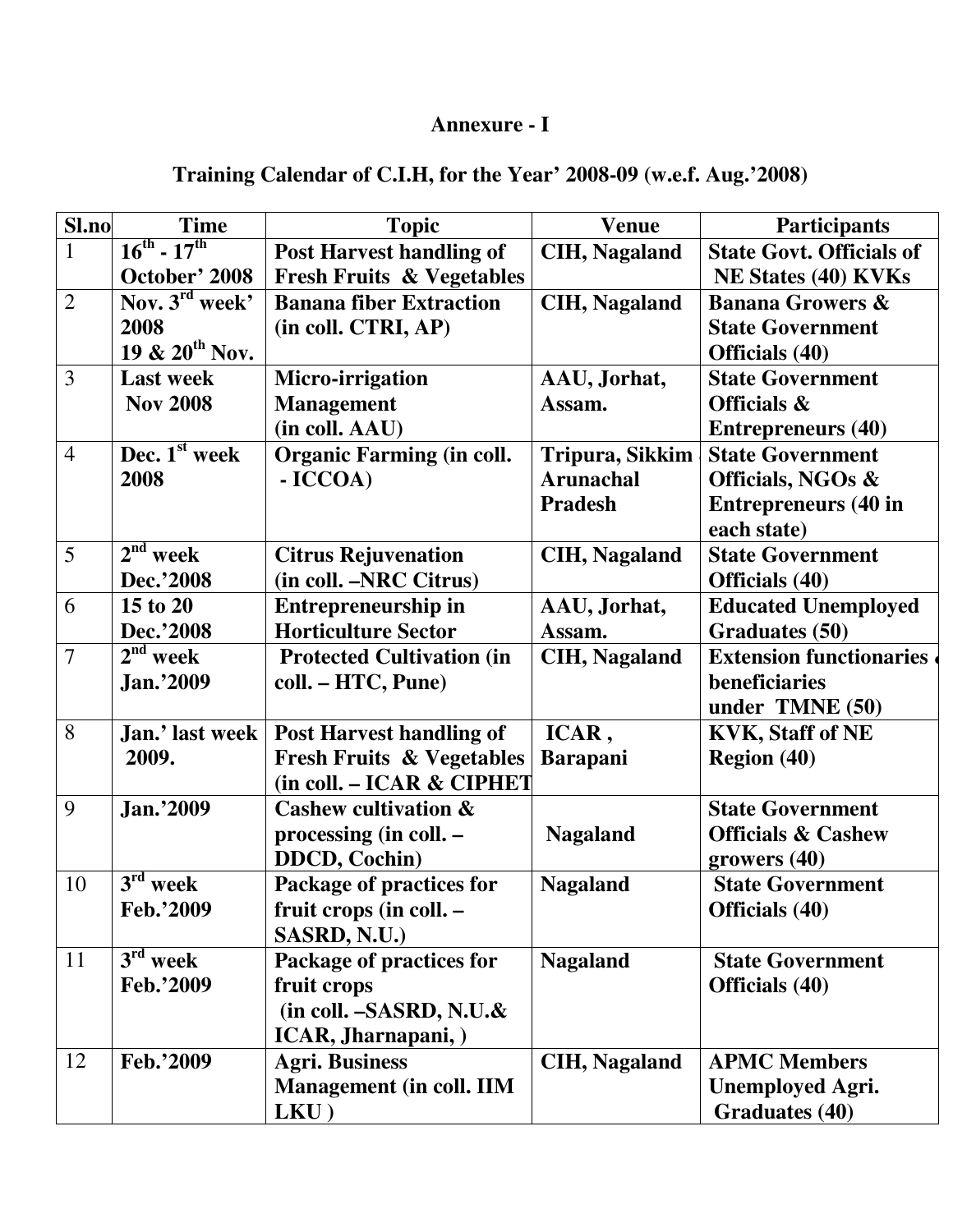**Annexure - I**

**Training Calendar of C.I.H, for the Year' 2008-09 (w.e.f. Aug.'2008)**

| Sl.no | Time | Topic | Venue | Participants |
|---|---|---|---|---|
| 1 | **16th - 17th October' 2008** | **Post Harvest handling of Fresh Fruits & Vegetables** | **CIH, Nagaland** | **State Govt. Officials of NE States (40) KVKs** |
| 2 | **Nov. 3rd week' 2008 19 & 20th Nov.** | **Banana fiber Extraction (in coll. CTRI, AP)** | **CIH, Nagaland** | **Banana Growers & State Government Officials (40)** |
| 3 | **Last week Nov 2008** | **Micro-irrigation Management (in coll. AAU)** | **AAU, Jorhat, Assam.** | **State Government Officials & Entrepreneurs (40)** |
| 4 | **Dec. 1st week 2008** | **Organic Farming (in coll. - ICCOA)** | **Tripura, Sikkim Arunachal Pradesh** | **State Government Officials, NGOs & Entrepreneurs (40 in each state)** |
| 5 | **2nd week Dec.'2008** | **Citrus Rejuvenation (in coll. –NRC Citrus)** | **CIH, Nagaland** | **State Government Officials (40)** |
| 6 | **15 to 20 Dec.'2008** | **Entrepreneurship in Horticulture Sector** | **AAU, Jorhat, Assam.** | **Educated Unemployed Graduates (50)** |
| 7 | **2nd week Jan.'2009** | **Protected Cultivation (in coll. – HTC, Pune)** | **CIH, Nagaland** | **Extension functionaries & beneficiaries under TMNE (50)** |
| 8 | **Jan.' last week 2009.** | **Post Harvest handling of Fresh Fruits & Vegetables (in coll. – ICAR & CIPHET** | **ICAR , Barapani** | **KVK, Staff of NE Region (40)** |
| 9 | **Jan.'2009** | **Cashew cultivation & processing (in coll. – DDCD, Cochin)** | **Nagaland** | **State Government Officials & Cashew growers (40)** |
| 10 | **3rd week Feb.'2009** | **Package of practices for fruit crops (in coll. – SASRD, N.U.)** | **Nagaland** | **State Government Officials (40)** |
| 11 | **3rd week Feb.'2009** | **Package of practices for fruit crops (in coll. –SASRD, N.U.& ICAR, Jharnapani, )** | **Nagaland** | **State Government Officials (40)** |
| 12 | **Feb.'2009** | **Agri. Business Management (in coll. IIM LKU )** | **CIH, Nagaland** | **APMC Members Unemployed Agri. Graduates (40)** |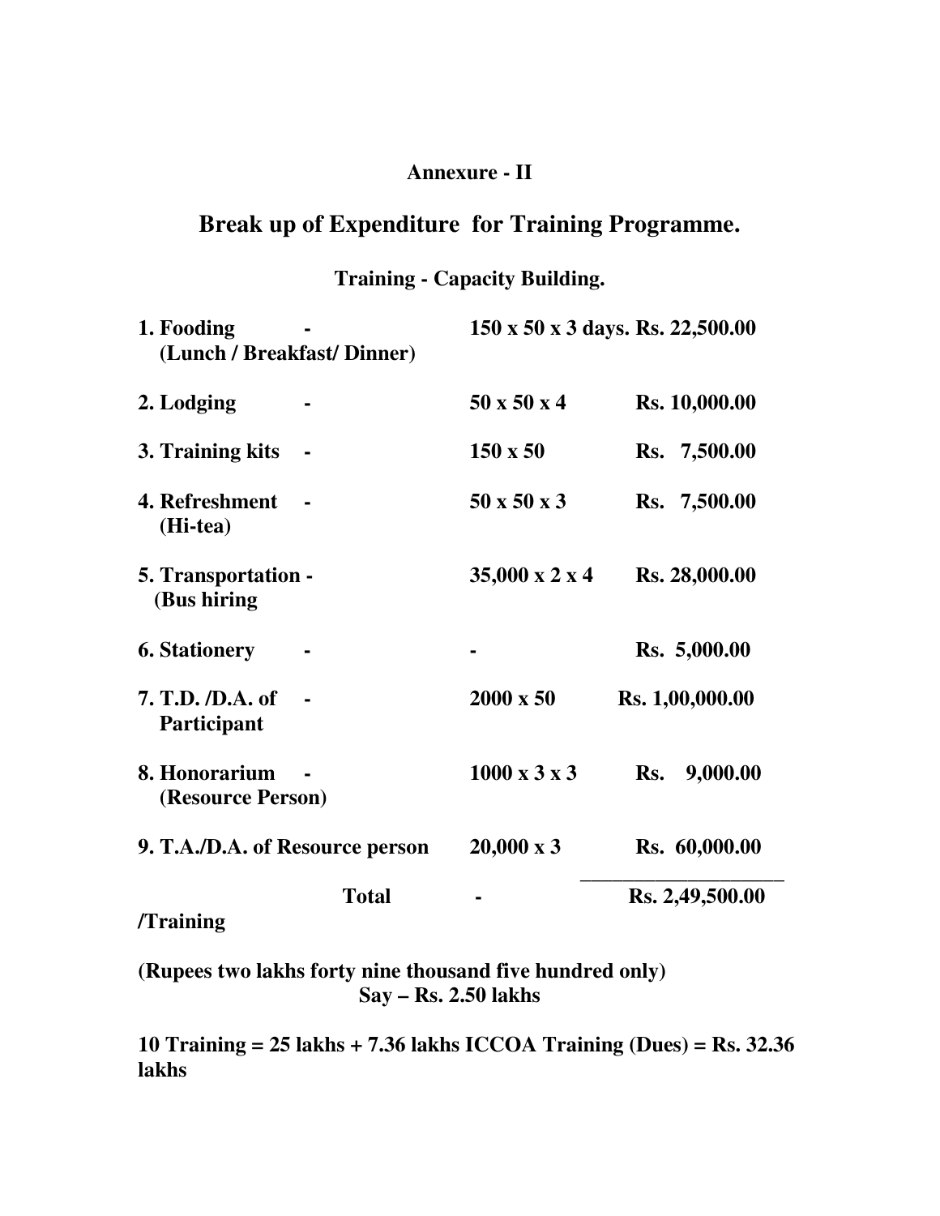**Annexure - II**

## Break up of Expenditure for Training Programme.

### Training - Capacity Building.

| | | | |
|---|---|---|---|
| **1. Fooding (Lunch / Breakfast/ Dinner)** | **-** | **150 x 50 x 3 days.** | **Rs. 22,500.00** |
| **2. Lodging** | **-** | **50 x 50 x 4** | **Rs. 10,000.00** |
| **3. Training kits** | **-** | **150 x 50** | **Rs. 7,500.00** |
| **4. Refreshment (Hi-tea)** | **-** | **50 x 50 x 3** | **Rs. 7,500.00** |
| **5. Transportation (Bus hiring** | **-** | **35,000 x 2 x 4** | **Rs. 28,000.00** |
| **6. Stationery** | **-** | **-** | **Rs. 5,000.00** |
| **7. T.D. /D.A. of Participant** | **-** | **2000 x 50** | **Rs. 1,00,000.00** |
| **8. Honorarium (Resource Person)** | **-** | **1000 x 3 x 3** | **Rs. 9,000.00** |
| **9. T.A./D.A. of Resource person** | | **20,000 x 3** | **Rs. 60,000.00** |
| **Total /Training** | | **-** | **Rs. 2,49,500.00** |

**(Rupees two lakhs forty nine thousand five hundred only)**
**Say – Rs. 2.50 lakhs**

**10 Training = 25 lakhs + 7.36 lakhs ICCOA Training (Dues) = Rs. 32.36 lakhs**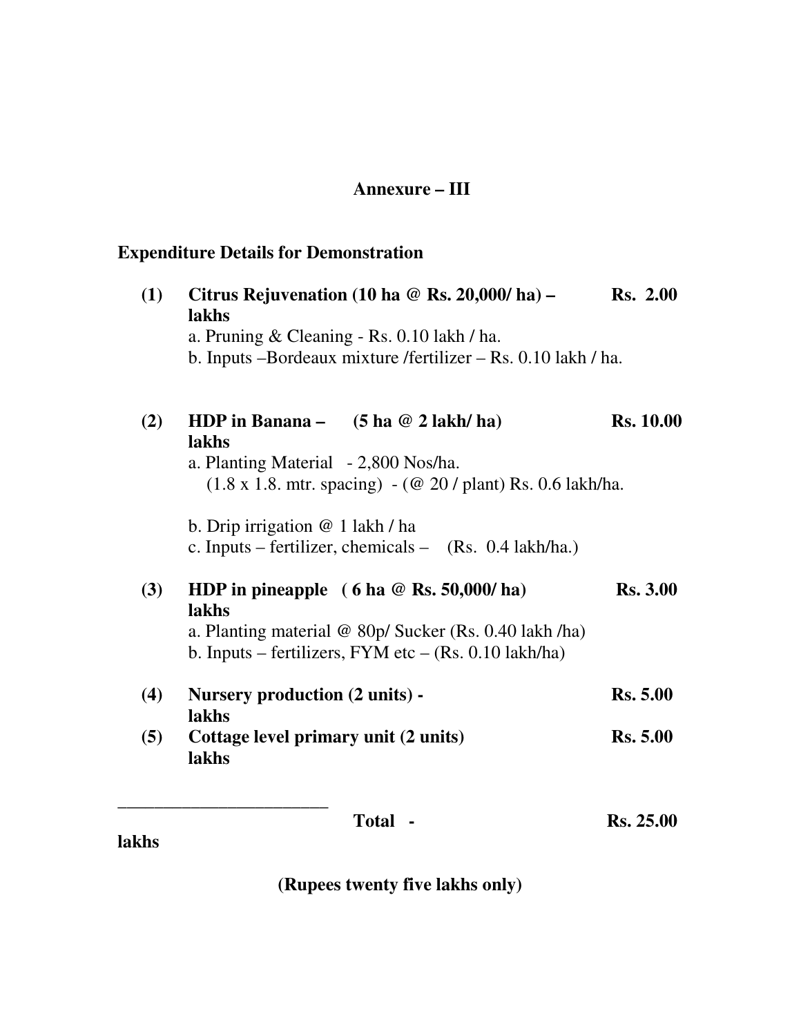## Annexure – III

**Expenditure Details for Demonstration**

**(1) Citrus Rejuvenation (10 ha @ Rs. 20,000/ ha) – Rs. 2.00 lakhs**

a. Pruning & Cleaning - Rs. 0.10 lakh / ha.
b. Inputs –Bordeaux mixture /fertilizer – Rs. 0.10 lakh / ha.

**(2) HDP in Banana – (5 ha @ 2 lakh/ ha) Rs. 10.00 lakhs**

a. Planting Material - 2,800 Nos/ha.
(1.8 x 1.8. mtr. spacing) - (@ 20 / plant) Rs. 0.6 lakh/ha.

b. Drip irrigation @ 1 lakh / ha
c. Inputs – fertilizer, chemicals – (Rs. 0.4 lakh/ha.)

**(3) HDP in pineapple ( 6 ha @ Rs. 50,000/ ha) Rs. 3.00 lakhs**

a. Planting material @ 80p/ Sucker (Rs. 0.40 lakh /ha)
b. Inputs – fertilizers, FYM etc – (Rs. 0.10 lakh/ha)

**(4) Nursery production (2 units) - Rs. 5.00 lakhs**

**(5) Cottage level primary unit (2 units) Rs. 5.00 lakhs**

________________________

**Total - Rs. 25.00 lakhs**

**(Rupees twenty five lakhs only)**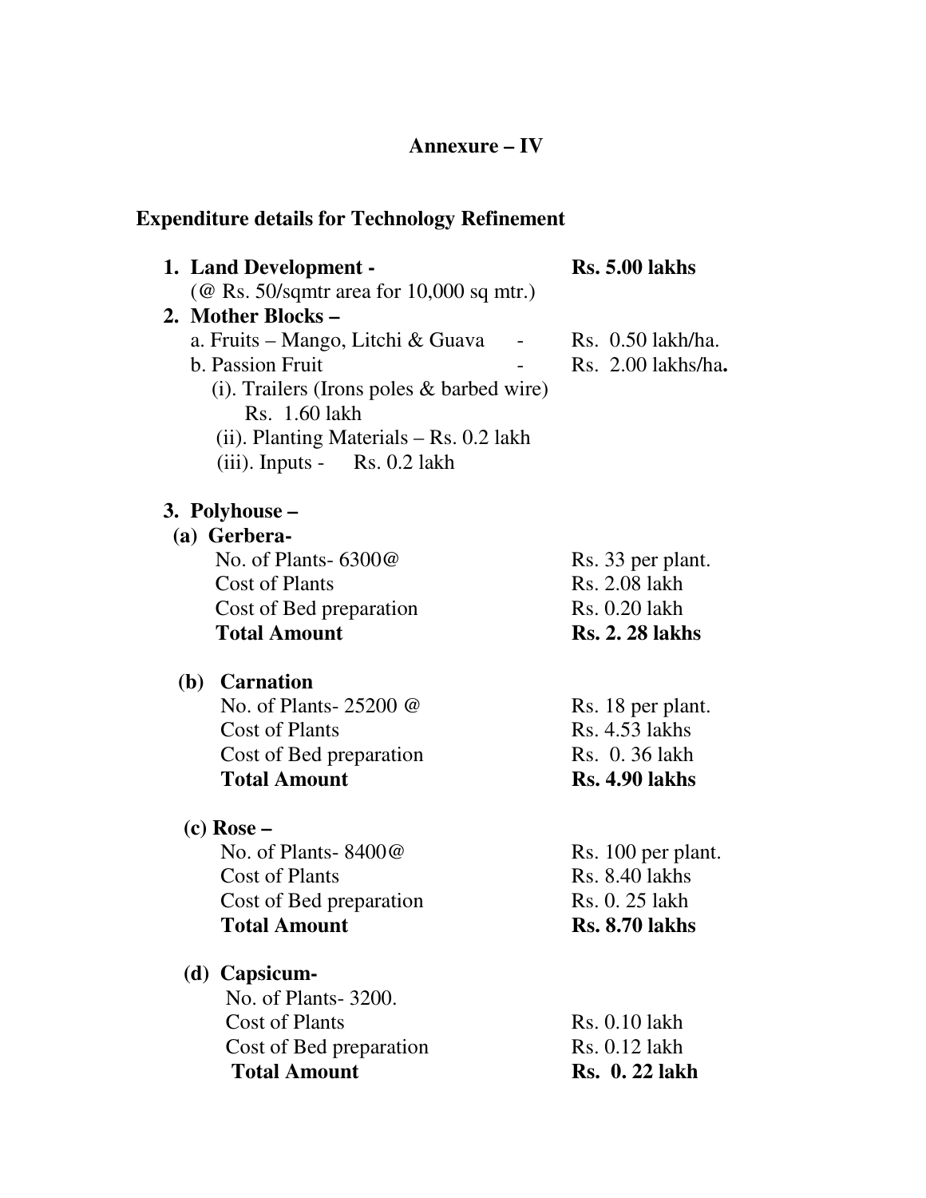## Annexure – IV

### Expenditure details for Technology Refinement

1. **Land Development -** **Rs. 5.00 lakhs**
   (@ Rs. 50/sqmtr area for 10,000 sq mtr.)
2. **Mother Blocks –**
   a. Fruits – Mango, Litchi & Guava - Rs. 0.50 lakh/ha.
   b. Passion Fruit - Rs. 2.00 lakhs/ha**.**
      (i). Trailers (Irons poles & barbed wire) Rs. 1.60 lakh
      (ii). Planting Materials – Rs. 0.2 lakh
      (iii). Inputs - Rs. 0.2 lakh

3. **Polyhouse –**

**(a) Gerbera-**

| | |
|---|---|
| No. of Plants- 6300@ | Rs. 33 per plant. |
| Cost of Plants | Rs. 2.08 lakh |
| Cost of Bed preparation | Rs. 0.20 lakh |
| **Total Amount** | **Rs. 2. 28 lakhs** |

**(b) Carnation**

| | |
|---|---|
| No. of Plants- 25200 @ | Rs. 18 per plant. |
| Cost of Plants | Rs. 4.53 lakhs |
| Cost of Bed preparation | Rs. 0. 36 lakh |
| **Total Amount** | **Rs. 4.90 lakhs** |

**(c) Rose –**

| | |
|---|---|
| No. of Plants- 8400@ | Rs. 100 per plant. |
| Cost of Plants | Rs. 8.40 lakhs |
| Cost of Bed preparation | Rs. 0. 25 lakh |
| **Total Amount** | **Rs. 8.70 lakhs** |

**(d) Capsicum-**

| | |
|---|---|
| No. of Plants- 3200. | |
| Cost of Plants | Rs. 0.10 lakh |
| Cost of Bed preparation | Rs. 0.12 lakh |
| **Total Amount** | **Rs. 0. 22 lakh** |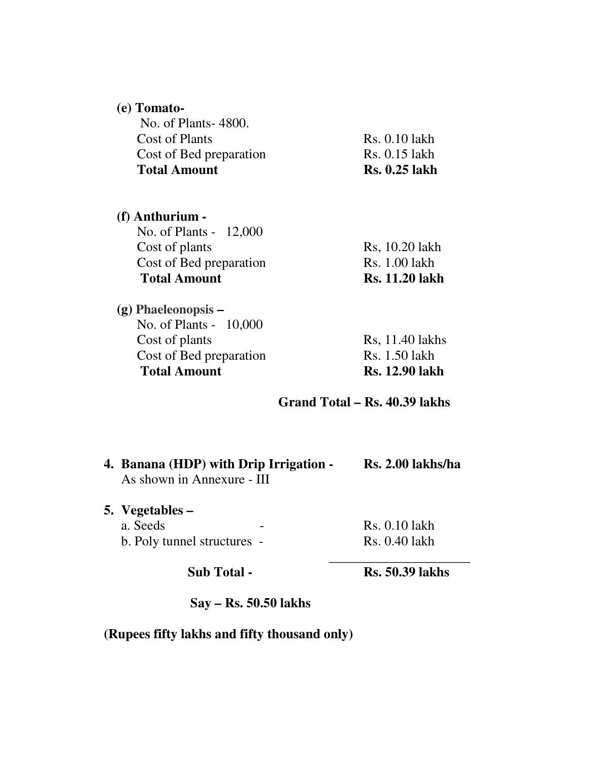**(e) Tomato-**

No. of Plants- 4800.

| | |
|---|---|
| Cost of Plants | Rs. 0.10 lakh |
| Cost of Bed preparation | Rs. 0.15 lakh |
| **Total Amount** | **Rs. 0.25 lakh** |

**(f) Anthurium -**

No. of Plants - 12,000

| | |
|---|---|
| Cost of plants | Rs, 10.20 lakh |
| Cost of Bed preparation | Rs. 1.00 lakh |
| **Total Amount** | **Rs. 11.20 lakh** |

**(g) Phaeleonopsis –**

No. of Plants - 10,000

| | |
|---|---|
| Cost of plants | Rs, 11.40 lakhs |
| Cost of Bed preparation | Rs. 1.50 lakh |
| **Total Amount** | **Rs. 12.90 lakh** |

**Grand Total – Rs. 40.39 lakhs**

4. **Banana (HDP) with Drip Irrigation - Rs. 2.00 lakhs/ha**
   As shown in Annexure - III

5. **Vegetables –**

| | |
|---|---|
| a. Seeds - | Rs. 0.10 lakh |
| b. Poly tunnel structures - | Rs. 0.40 lakh |
| **Sub Total -** | **Rs. 50.39 lakhs** |

**Say – Rs. 50.50 lakhs**

**(Rupees fifty lakhs and fifty thousand only)**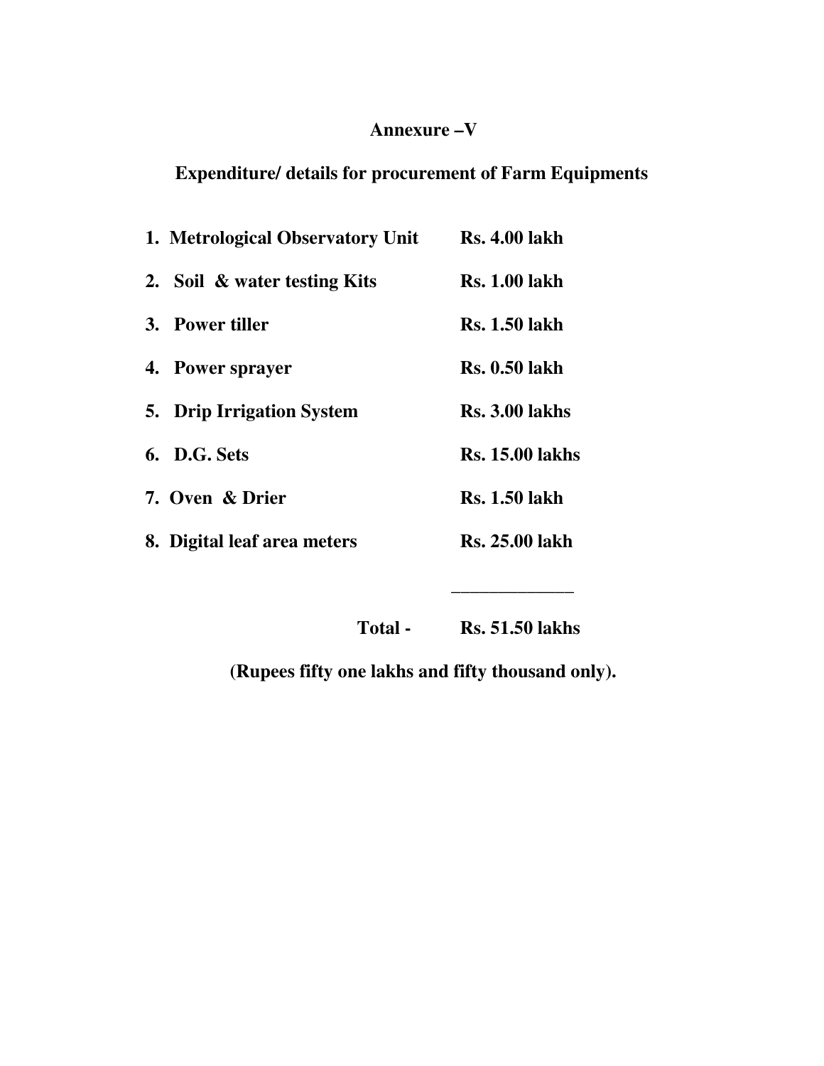## Annexure –V

### Expenditure/ details for procurement of Farm Equipments

| | |
|---|---|
| **1. Metrological Observatory Unit** | **Rs. 4.00 lakh** |
| **2. Soil & water testing Kits** | **Rs. 1.00 lakh** |
| **3. Power tiller** | **Rs. 1.50 lakh** |
| **4. Power sprayer** | **Rs. 0.50 lakh** |
| **5. Drip Irrigation System** | **Rs. 3.00 lakhs** |
| **6. D.G. Sets** | **Rs. 15.00 lakhs** |
| **7. Oven & Drier** | **Rs. 1.50 lakh** |
| **8. Digital leaf area meters** | **Rs. 25.00 lakh** |
| **Total -** | **Rs. 51.50 lakhs** |

**(Rupees fifty one lakhs and fifty thousand only).**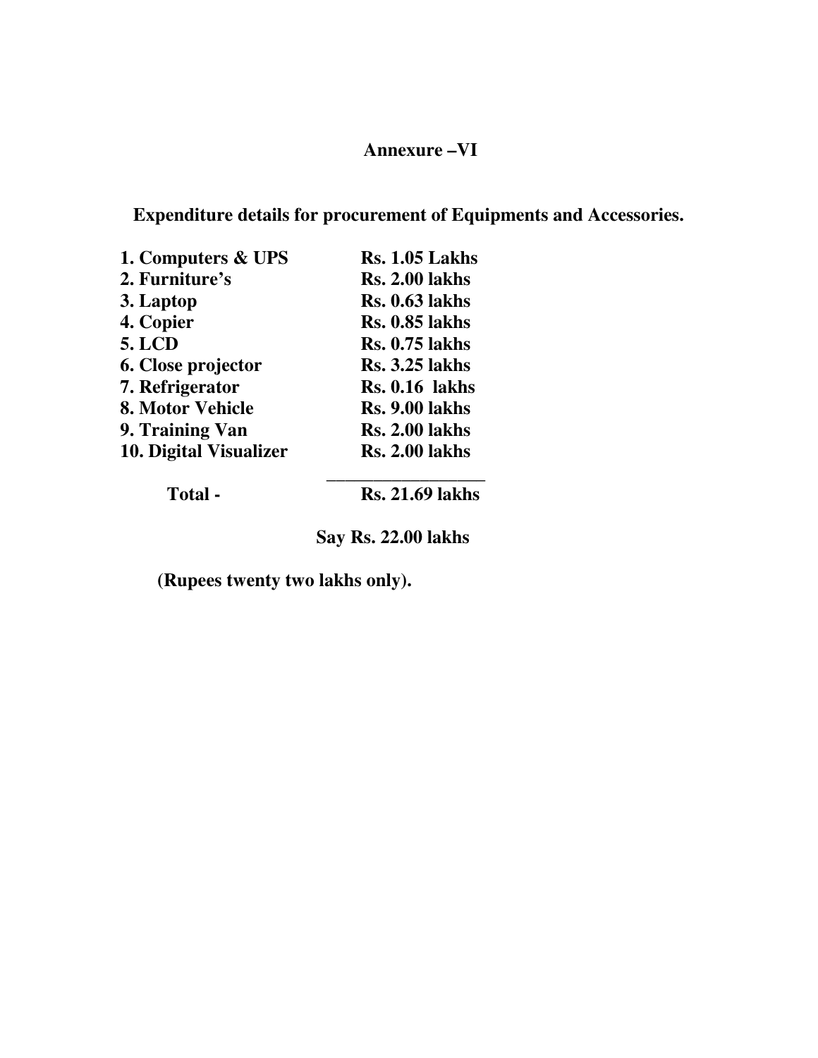**Annexure –VI**

**Expenditure details for procurement of Equipments and Accessories.**

| | |
|---|---|
| **1. Computers & UPS** | **Rs. 1.05 Lakhs** |
| **2. Furniture's** | **Rs. 2.00 lakhs** |
| **3. Laptop** | **Rs. 0.63 lakhs** |
| **4. Copier** | **Rs. 0.85 lakhs** |
| **5. LCD** | **Rs. 0.75 lakhs** |
| **6. Close projector** | **Rs. 3.25 lakhs** |
| **7. Refrigerator** | **Rs. 0.16 lakhs** |
| **8. Motor Vehicle** | **Rs. 9.00 lakhs** |
| **9. Training Van** | **Rs. 2.00 lakhs** |
| **10. Digital Visualizer** | **Rs. 2.00 lakhs** |
| **Total -** | **Rs. 21.69 lakhs** |

**Say Rs. 22.00 lakhs**

**(Rupees twenty two lakhs only).**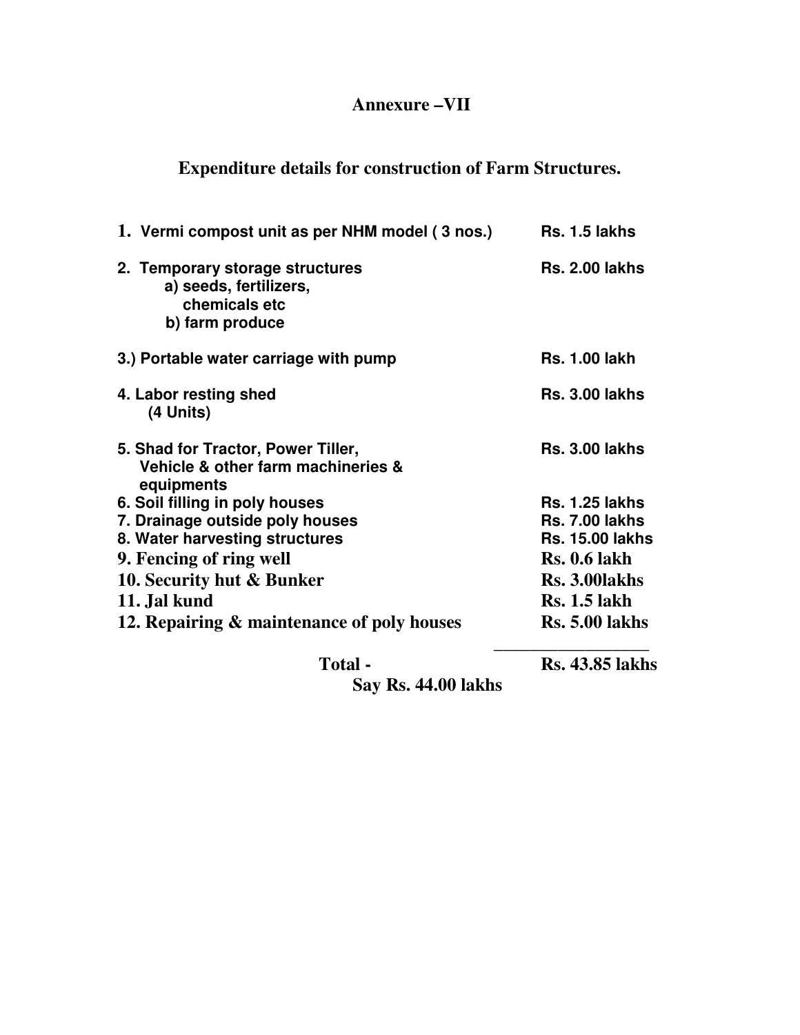# Annexure –VII

## Expenditure details for construction of Farm Structures.

| | |
|---|---|
| 1. Vermi compost unit as per NHM model ( 3 nos.) | Rs. 1.5 lakhs |
| 2. Temporary storage structures<br>a) seeds, fertilizers, chemicals etc<br>b) farm produce | Rs. 2.00 lakhs |
| 3.) Portable water carriage with pump | Rs. 1.00 lakh |
| 4. Labor resting shed (4 Units) | Rs. 3.00 lakhs |
| 5. Shad for Tractor, Power Tiller, Vehicle & other farm machineries & equipments | Rs. 3.00 lakhs |
| 6. Soil filling in poly houses | Rs. 1.25 lakhs |
| 7. Drainage outside poly houses | Rs. 7.00 lakhs |
| 8. Water harvesting structures | Rs. 15.00 lakhs |
| 9. Fencing of ring well | Rs. 0.6 lakh |
| 10. Security hut & Bunker | Rs. 3.00lakhs |
| 11. Jal kund | Rs. 1.5 lakh |
| 12. Repairing & maintenance of poly houses | Rs. 5.00 lakhs |
| **Total -** | **Rs. 43.85 lakhs** |

**Say Rs. 44.00 lakhs**